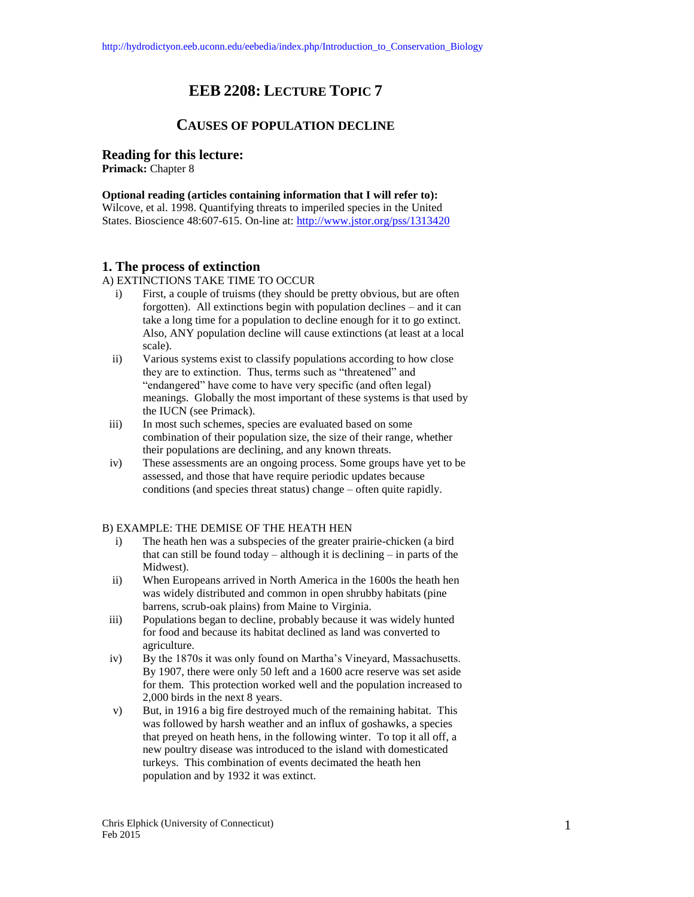http://hydrodictyon.eeb.uconn.edu/eebedia/index.php/Introduction_to_Conservation_Biology

# EEB 2208: LECTURE TOPIC 7

## CAUSES OF POPULATION DECLINE

### Reading for this lecture:

**Primack:** Chapter 8

**Optional reading (articles containing information that I will refer to):**
Wilcove, et al. 1998. Quantifying threats to imperiled species in the United States. Bioscience 48:607-615. On-line at: http://www.jstor.org/pss/1313420

### 1. The process of extinction

A) EXTINCTIONS TAKE TIME TO OCCUR

i) First, a couple of truisms (they should be pretty obvious, but are often forgotten). All extinctions begin with population declines – and it can take a long time for a population to decline enough for it to go extinct. Also, ANY population decline will cause extinctions (at least at a local scale).

ii) Various systems exist to classify populations according to how close they are to extinction. Thus, terms such as "threatened" and "endangered" have come to have very specific (and often legal) meanings. Globally the most important of these systems is that used by the IUCN (see Primack).

iii) In most such schemes, species are evaluated based on some combination of their population size, the size of their range, whether their populations are declining, and any known threats.

iv) These assessments are an ongoing process. Some groups have yet to be assessed, and those that have require periodic updates because conditions (and species threat status) change – often quite rapidly.

B) EXAMPLE: THE DEMISE OF THE HEATH HEN

i) The heath hen was a subspecies of the greater prairie-chicken (a bird that can still be found today – although it is declining – in parts of the Midwest).

ii) When Europeans arrived in North America in the 1600s the heath hen was widely distributed and common in open shrubby habitats (pine barrens, scrub-oak plains) from Maine to Virginia.

iii) Populations began to decline, probably because it was widely hunted for food and because its habitat declined as land was converted to agriculture.

iv) By the 1870s it was only found on Martha's Vineyard, Massachusetts. By 1907, there were only 50 left and a 1600 acre reserve was set aside for them. This protection worked well and the population increased to 2,000 birds in the next 8 years.

v) But, in 1916 a big fire destroyed much of the remaining habitat. This was followed by harsh weather and an influx of goshawks, a species that preyed on heath hens, in the following winter. To top it all off, a new poultry disease was introduced to the island with domesticated turkeys. This combination of events decimated the heath hen population and by 1932 it was extinct.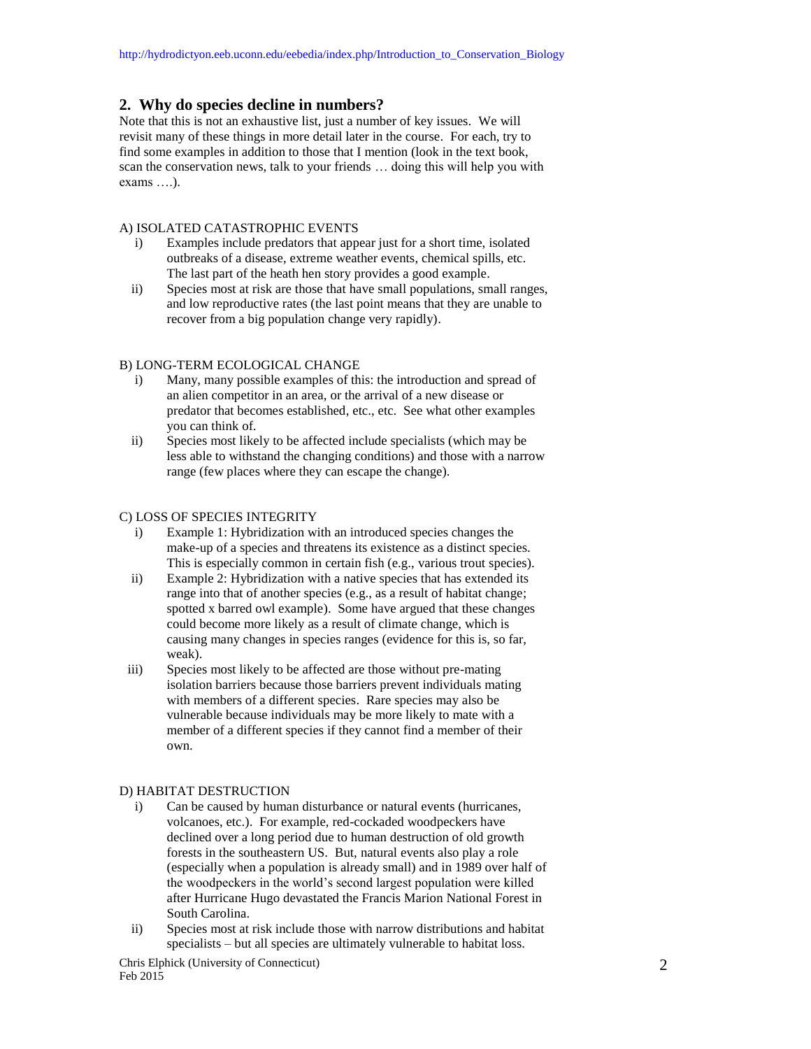## 2. Why do species decline in numbers?

Note that this is not an exhaustive list, just a number of key issues. We will revisit many of these things in more detail later in the course. For each, try to find some examples in addition to those that I mention (look in the text book, scan the conservation news, talk to your friends … doing this will help you with exams ….).

A) ISOLATED CATASTROPHIC EVENTS

i) Examples include predators that appear just for a short time, isolated outbreaks of a disease, extreme weather events, chemical spills, etc. The last part of the heath hen story provides a good example.

ii) Species most at risk are those that have small populations, small ranges, and low reproductive rates (the last point means that they are unable to recover from a big population change very rapidly).

B) LONG-TERM ECOLOGICAL CHANGE

i) Many, many possible examples of this: the introduction and spread of an alien competitor in an area, or the arrival of a new disease or predator that becomes established, etc., etc. See what other examples you can think of.

ii) Species most likely to be affected include specialists (which may be less able to withstand the changing conditions) and those with a narrow range (few places where they can escape the change).

C) LOSS OF SPECIES INTEGRITY

i) Example 1: Hybridization with an introduced species changes the make-up of a species and threatens its existence as a distinct species. This is especially common in certain fish (e.g., various trout species).

ii) Example 2: Hybridization with a native species that has extended its range into that of another species (e.g., as a result of habitat change; spotted x barred owl example). Some have argued that these changes could become more likely as a result of climate change, which is causing many changes in species ranges (evidence for this is, so far, weak).

iii) Species most likely to be affected are those without pre-mating isolation barriers because those barriers prevent individuals mating with members of a different species. Rare species may also be vulnerable because individuals may be more likely to mate with a member of a different species if they cannot find a member of their own.

D) HABITAT DESTRUCTION

i) Can be caused by human disturbance or natural events (hurricanes, volcanoes, etc.). For example, red-cockaded woodpeckers have declined over a long period due to human destruction of old growth forests in the southeastern US. But, natural events also play a role (especially when a population is already small) and in 1989 over half of the woodpeckers in the world's second largest population were killed after Hurricane Hugo devastated the Francis Marion National Forest in South Carolina.

ii) Species most at risk include those with narrow distributions and habitat specialists – but all species are ultimately vulnerable to habitat loss.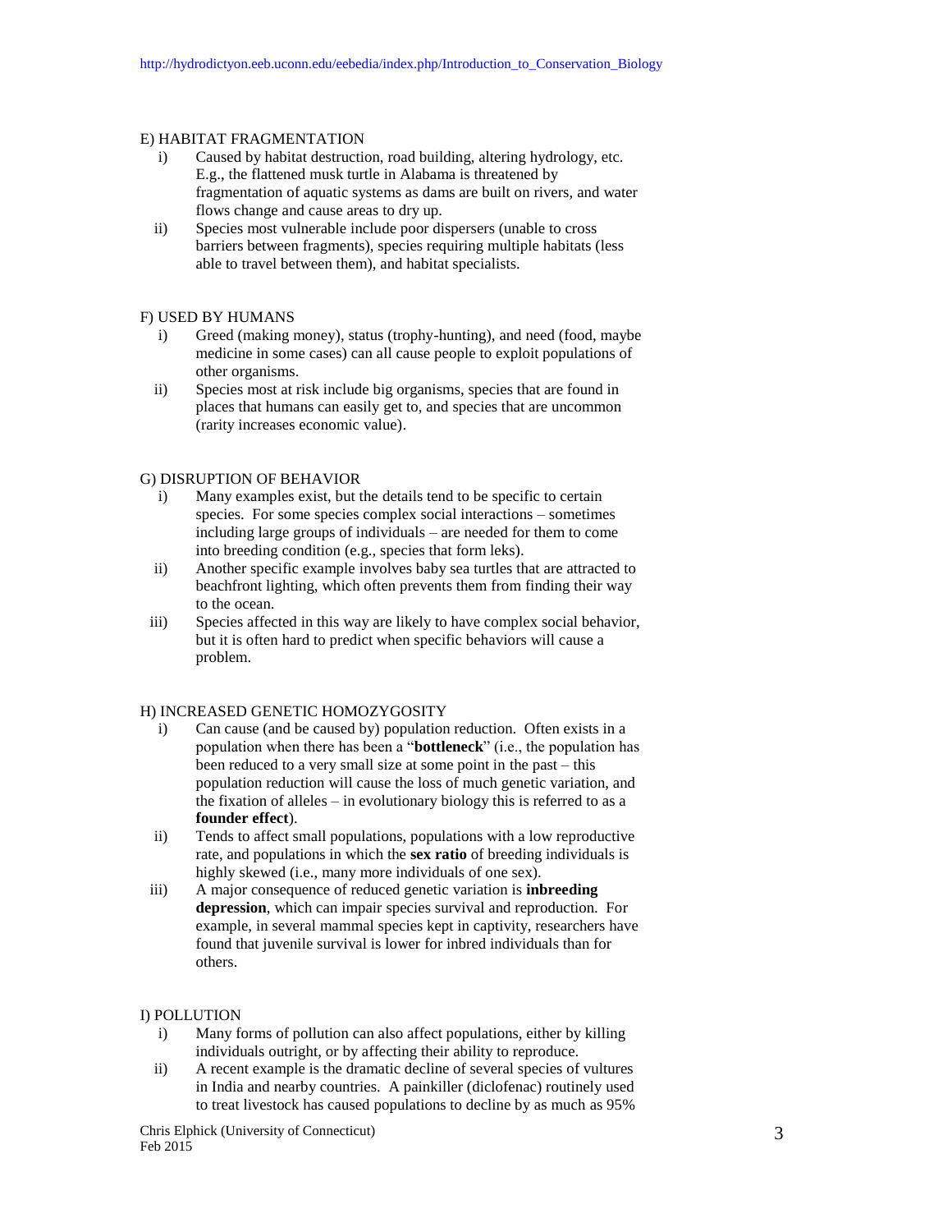E) HABITAT FRAGMENTATION

i) Caused by habitat destruction, road building, altering hydrology, etc. E.g., the flattened musk turtle in Alabama is threatened by fragmentation of aquatic systems as dams are built on rivers, and water flows change and cause areas to dry up.

ii) Species most vulnerable include poor dispersers (unable to cross barriers between fragments), species requiring multiple habitats (less able to travel between them), and habitat specialists.

F) USED BY HUMANS

i) Greed (making money), status (trophy-hunting), and need (food, maybe medicine in some cases) can all cause people to exploit populations of other organisms.

ii) Species most at risk include big organisms, species that are found in places that humans can easily get to, and species that are uncommon (rarity increases economic value).

G) DISRUPTION OF BEHAVIOR

i) Many examples exist, but the details tend to be specific to certain species. For some species complex social interactions – sometimes including large groups of individuals – are needed for them to come into breeding condition (e.g., species that form leks).

ii) Another specific example involves baby sea turtles that are attracted to beachfront lighting, which often prevents them from finding their way to the ocean.

iii) Species affected in this way are likely to have complex social behavior, but it is often hard to predict when specific behaviors will cause a problem.

H) INCREASED GENETIC HOMOZYGOSITY

i) Can cause (and be caused by) population reduction. Often exists in a population when there has been a "**bottleneck**" (i.e., the population has been reduced to a very small size at some point in the past – this population reduction will cause the loss of much genetic variation, and the fixation of alleles – in evolutionary biology this is referred to as a **founder effect**).

ii) Tends to affect small populations, populations with a low reproductive rate, and populations in which the **sex ratio** of breeding individuals is highly skewed (i.e., many more individuals of one sex).

iii) A major consequence of reduced genetic variation is **inbreeding depression**, which can impair species survival and reproduction. For example, in several mammal species kept in captivity, researchers have found that juvenile survival is lower for inbred individuals than for others.

I) POLLUTION

i) Many forms of pollution can also affect populations, either by killing individuals outright, or by affecting their ability to reproduce.

ii) A recent example is the dramatic decline of several species of vultures in India and nearby countries. A painkiller (diclofenac) routinely used to treat livestock has caused populations to decline by as much as 95%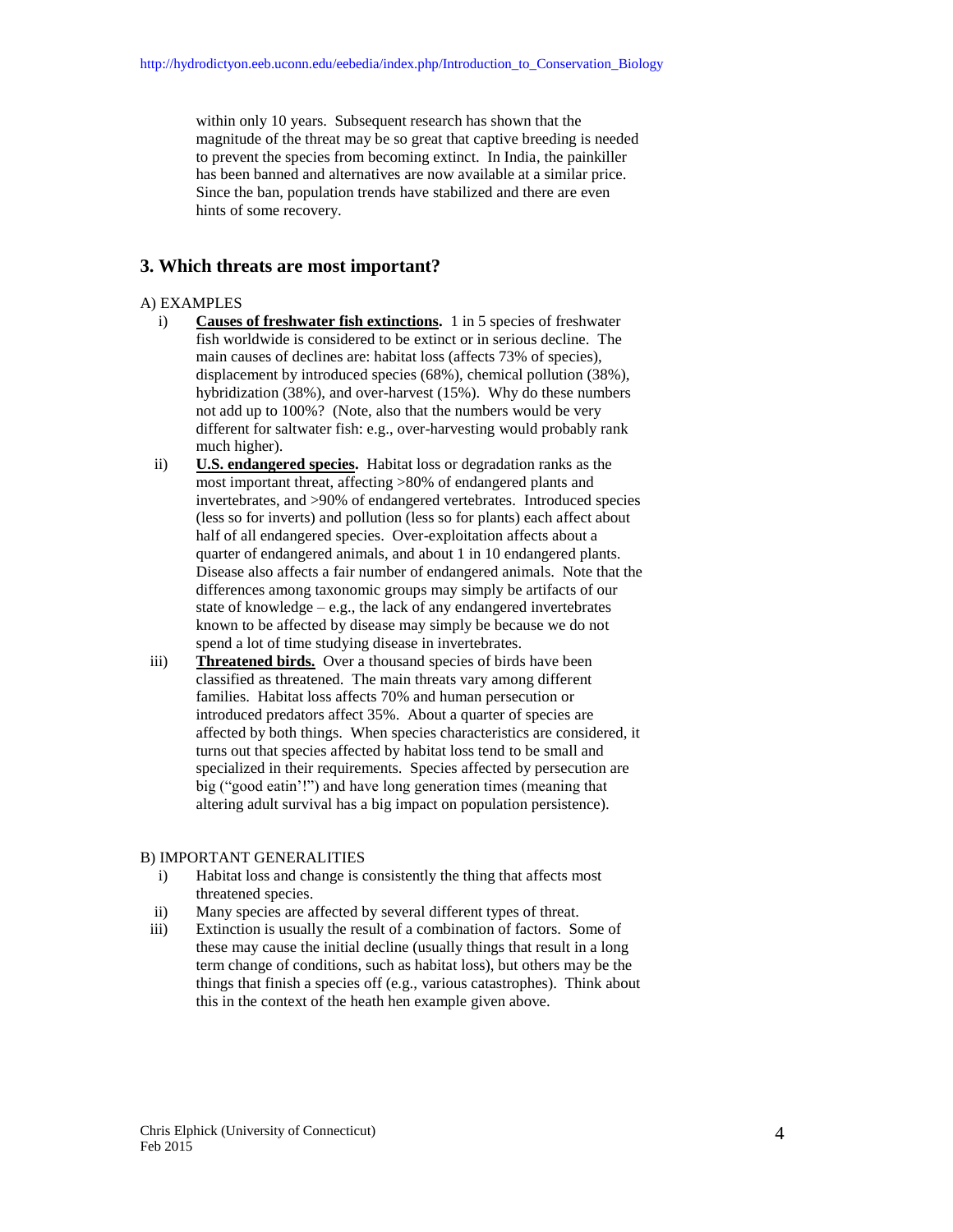within only 10 years. Subsequent research has shown that the magnitude of the threat may be so great that captive breeding is needed to prevent the species from becoming extinct. In India, the painkiller has been banned and alternatives are now available at a similar price. Since the ban, population trends have stabilized and there are even hints of some recovery.

## 3. Which threats are most important?

A) EXAMPLES

i) **Causes of freshwater fish extinctions.** 1 in 5 species of freshwater fish worldwide is considered to be extinct or in serious decline. The main causes of declines are: habitat loss (affects 73% of species), displacement by introduced species (68%), chemical pollution (38%), hybridization (38%), and over-harvest (15%). Why do these numbers not add up to 100%? (Note, also that the numbers would be very different for saltwater fish: e.g., over-harvesting would probably rank much higher).

ii) **U.S. endangered species.** Habitat loss or degradation ranks as the most important threat, affecting >80% of endangered plants and invertebrates, and >90% of endangered vertebrates. Introduced species (less so for inverts) and pollution (less so for plants) each affect about half of all endangered species. Over-exploitation affects about a quarter of endangered animals, and about 1 in 10 endangered plants. Disease also affects a fair number of endangered animals. Note that the differences among taxonomic groups may simply be artifacts of our state of knowledge – e.g., the lack of any endangered invertebrates known to be affected by disease may simply be because we do not spend a lot of time studying disease in invertebrates.

iii) **Threatened birds.** Over a thousand species of birds have been classified as threatened. The main threats vary among different families. Habitat loss affects 70% and human persecution or introduced predators affect 35%. About a quarter of species are affected by both things. When species characteristics are considered, it turns out that species affected by habitat loss tend to be small and specialized in their requirements. Species affected by persecution are big ("good eatin'!") and have long generation times (meaning that altering adult survival has a big impact on population persistence).

B) IMPORTANT GENERALITIES

i) Habitat loss and change is consistently the thing that affects most threatened species.

ii) Many species are affected by several different types of threat.

iii) Extinction is usually the result of a combination of factors. Some of these may cause the initial decline (usually things that result in a long term change of conditions, such as habitat loss), but others may be the things that finish a species off (e.g., various catastrophes). Think about this in the context of the heath hen example given above.